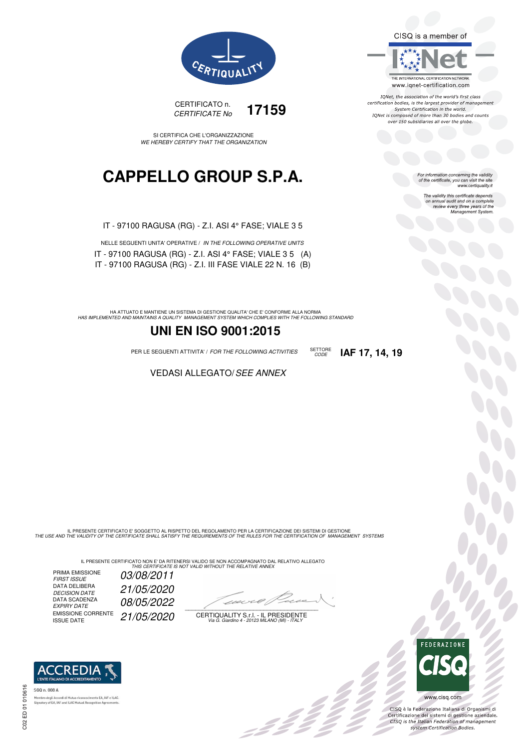CERTIQUALITY

CISQ is a member of

IQNet

THE INTERNATIONAL CERTIFICATION NETWORK
www.iqnet-certification.com

*IQNet, the association of the world's first class certification bodies, is the largest provider of management System Certification in the world. IQNet is composed of more than 30 bodies and counts over 150 subsidiaries all over the globe.*

CERTIFICATO n.
*CERTIFICATE No* **17159**

SI CERTIFICA CHE L'ORGANIZZAZIONE
*WE HEREBY CERTIFY THAT THE ORGANIZATION*

# CAPPELLO GROUP S.P.A.

*For information concerning the validity of the certificate, you can visit the site www.certiquality.it*

*The validity this certificate depends on annual audit and on a complete review every three years of the Management System.*

IT - 97100 RAGUSA (RG) - Z.I. ASI 4° FASE; VIALE 3 5

NELLE SEGUENTI UNITA' OPERATIVE / *IN THE FOLLOWING OPERATIVE UNITS*

IT - 97100 RAGUSA (RG) - Z.I. ASI 4° FASE; VIALE 3 5 (A)
IT - 97100 RAGUSA (RG) - Z.I. III FASE VIALE 22 N. 16 (B)

HA ATTUATO E MANTIENE UN SISTEMA DI GESTIONE QUALITA' CHE E' CONFORME ALLA NORMA
*HAS IMPLEMENTED AND MAINTAINS A QUALITY MANAGEMENT SYSTEM WHICH COMPLIES WITH THE FOLLOWING STANDARD*

## UNI EN ISO 9001:2015

PER LE SEGUENTI ATTIVITA' / *FOR THE FOLLOWING ACTIVITIES* SETTORE *CODE* **IAF 17, 14, 19**

VEDASI ALLEGATO/ *SEE ANNEX*

IL PRESENTE CERTIFICATO E' SOGGETTO AL RISPETTO DEL REGOLAMENTO PER LA CERTIFICAZIONE DEI SISTEMI DI GESTIONE
*THE USE AND THE VALIDITY OF THE CERTIFICATE SHALL SATISFY THE REQUIREMENTS OF THE RULES FOR THE CERTIFICATION OF MANAGEMENT SYSTEMS*

IL PRESENTE CERTIFICATO NON E' DA RITENERSI VALIDO SE NON ACCOMPAGNATO DAL RELATIVO ALLEGATO
*THIS CERTIFICATE IS NOT VALID WITHOUT THE RELATIVE ANNEX*

| | |
|---|---|
| PRIMA EMISSIONE *FIRST ISSUE* | *03/08/2011* |
| DATA DELIBERA *DECISION DATE* | *21/05/2020* |
| DATA SCADENZA *EXPIRY DATE* | *08/05/2022* |
| EMISSIONE CORRENTE ISSUE DATE | *21/05/2020* |

CERTIQUALITY S.r.l. - IL PRESIDENTE
*Via G. Giardino 4 - 20123 MILANO (MI) - ITALY*

ACCREDIA
L'ENTE ITALIANO DI ACCREDITAMENTO

SGQ n. 008 A

Membro degli Accordi di Mutuo riconoscimento EA, IAF e ILAC
Signatory of EA, IAF and ILAC Mutual Recognition Agreements

C02 ED 01 010616

FEDERAZIONE CISQ

www.cisq.com

*CISQ è la Federazione Italiana di Organismi di Certificazione dei sistemi di gestione aziendale. CISQ is the Italian Federation of management system Certification Bodies.*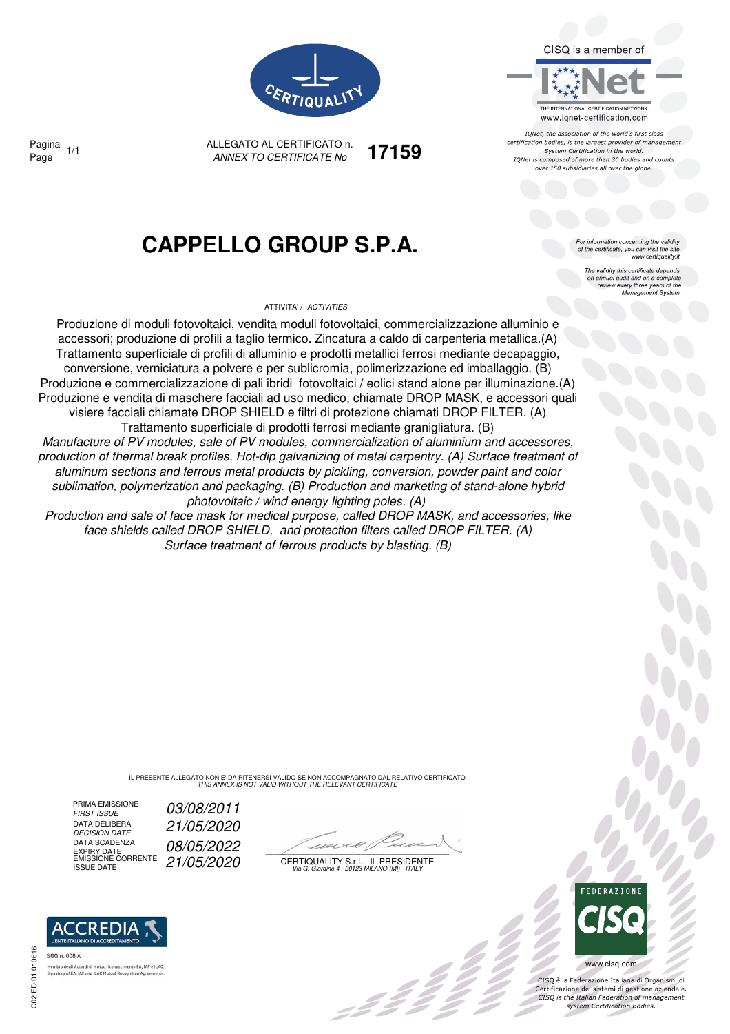CISQ is a member of

IQNet

THE INTERNATIONAL CERTIFICATION NETWORK
www.iqnet-certification.com

*IQNet, the association of the world's first class certification bodies, is the largest provider of management System Certification in the world. IQNet is composed of more than 30 bodies and counts over 150 subsidiaries all over the globe.*

Pagina / Page 1/1

ALLEGATO AL CERTIFICATO n. / *ANNEX TO CERTIFICATE No* **17159**

# CAPPELLO GROUP S.P.A.

*For information concerning the validity of the certificate, you can visit the site www.certiquality.it*

*The validity this certificate depends on annual audit and on a complete review every three years of the Management System.*

ATTIVITA' / *ACTIVITIES*

Produzione di moduli fotovoltaici, vendita moduli fotovoltaici, commercializzazione alluminio e accessori; produzione di profili a taglio termico. Zincatura a caldo di carpenteria metallica.(A) Trattamento superficiale di profili di alluminio e prodotti metallici ferrosi mediante decapaggio, conversione, verniciatura a polvere e per sublicromia, polimerizzazione ed imballaggio. (B) Produzione e commercializzazione di pali ibridi fotovoltaici / eolici stand alone per illuminazione.(A) Produzione e vendita di maschere facciali ad uso medico, chiamate DROP MASK, e accessori quali visiere facciali chiamate DROP SHIELD e filtri di protezione chiamati DROP FILTER. (A) Trattamento superficiale di prodotti ferrosi mediante graniglia­tura. (B)

*Manufacture of PV modules, sale of PV modules, commercialization of aluminium and accessores, production of thermal break profiles. Hot-dip galvanizing of metal carpentry. (A) Surface treatment of aluminum sections and ferrous metal products by pickling, conversion, powder paint and color sublimation, polymerization and packaging. (B) Production and marketing of stand-alone hybrid photovoltaic / wind energy lighting poles. (A)*

*Production and sale of face mask for medical purpose, called DROP MASK, and accessories, like face shields called DROP SHIELD, and protection filters called DROP FILTER. (A)*

*Surface treatment of ferrous products by blasting. (B)*

IL PRESENTE ALLEGATO NON E' DA RITENERSI VALIDO SE NON ACCOMPAGNATO DAL RELATIVO CERTIFICATO
*THIS ANNEX IS NOT VALID WITHOUT THE RELEVANT CERTIFICATE*

| | |
|---|---|
| PRIMA EMISSIONE / *FIRST ISSUE* | 03/08/2011 |
| DATA DELIBERA / *DECISION DATE* | 21/05/2020 |
| DATA SCADENZA / *EXPIRY DATE* | 08/05/2022 |
| EMISSIONE CORRENTE / *ISSUE DATE* | 21/05/2020 |

CERTIQUALITY S.r.l. - IL PRESIDENTE
*Via G. Giardino 4 - 20123 MILANO (MI) - ITALY*

ACCREDIA
L'ENTE ITALIANO DI ACCREDITAMENTO
SGQ n. 008 A
Membro degli Accordi di Mutuo riconoscimento EA, IAF e ILAC.
Signatory of EA, IAF and ILAC Mutual Recognition Agreements.

FEDERAZIONE CISQ
www.cisq.com

CISQ è la Federazione Italiana di Organismi di Certificazione dei sistemi di gestione aziendale.
*CISQ is the Italian Federation of management system Certification Bodies.*

C02 ED 01 010616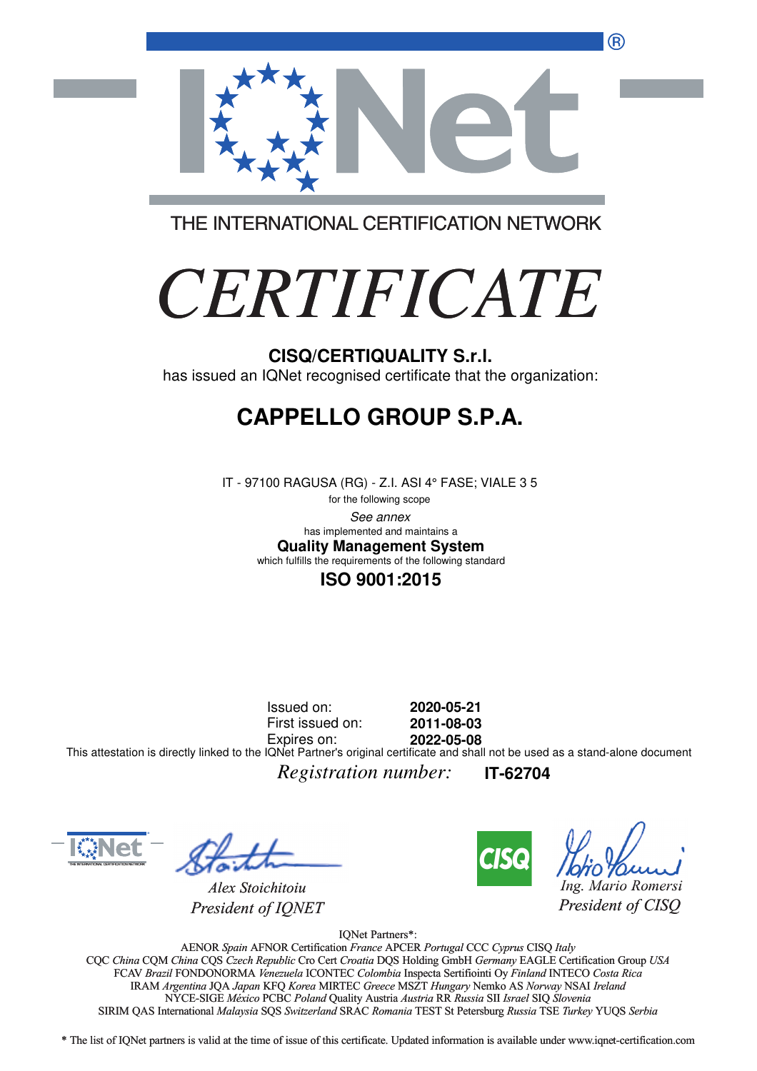THE INTERNATIONAL CERTIFICATION NETWORK

# *CERTIFICATE*

**CISQ/CERTIQUALITY S.r.l.**
has issued an IQNet recognised certificate that the organization:

## CAPPELLO GROUP S.P.A.

IT - 97100 RAGUSA (RG) - Z.I. ASI 4° FASE; VIALE 3 5
for the following scope
*See annex*
has implemented and maintains a
**Quality Management System**
which fulfills the requirements of the following standard
**ISO 9001:2015**

Issued on: **2020-05-21**
First issued on: **2011-08-03**
Expires on: **2022-05-08**

This attestation is directly linked to the IQNet Partner's original certificate and shall not be used as a stand-alone document

*Registration number:* **IT-62704**

*Alex Stoichitoiu*
*President of IQNET*

*Ing. Mario Romersi*
*President of CISQ*

IQNet Partners*:
AENOR *Spain* AFNOR Certification *France* APCER *Portugal* CCC *Cyprus* CISQ *Italy*
CQC *China* CQM *China* CQS *Czech Republic* Cro Cert *Croatia* DQS Holding GmbH *Germany* EAGLE Certification Group *USA*
FCAV *Brazil* FONDONORMA *Venezuela* ICONTEC *Colombia* Inspecta Sertifiointi Oy *Finland* INTECO *Costa Rica*
IRAM *Argentina* JQA *Japan* KFQ *Korea* MIRTEC *Greece* MSZT *Hungary* Nemko AS *Norway* NSAI *Ireland*
NYCE-SIGE *México* PCBC *Poland* Quality Austria *Austria* RR *Russia* SII *Israel* SIQ *Slovenia*
SIRIM QAS International *Malaysia* SQS *Switzerland* SRAC *Romania* TEST St Petersburg *Russia* TSE *Turkey* YUQS *Serbia*

* The list of IQNet partners is valid at the time of issue of this certificate. Updated information is available under www.iqnet-certification.com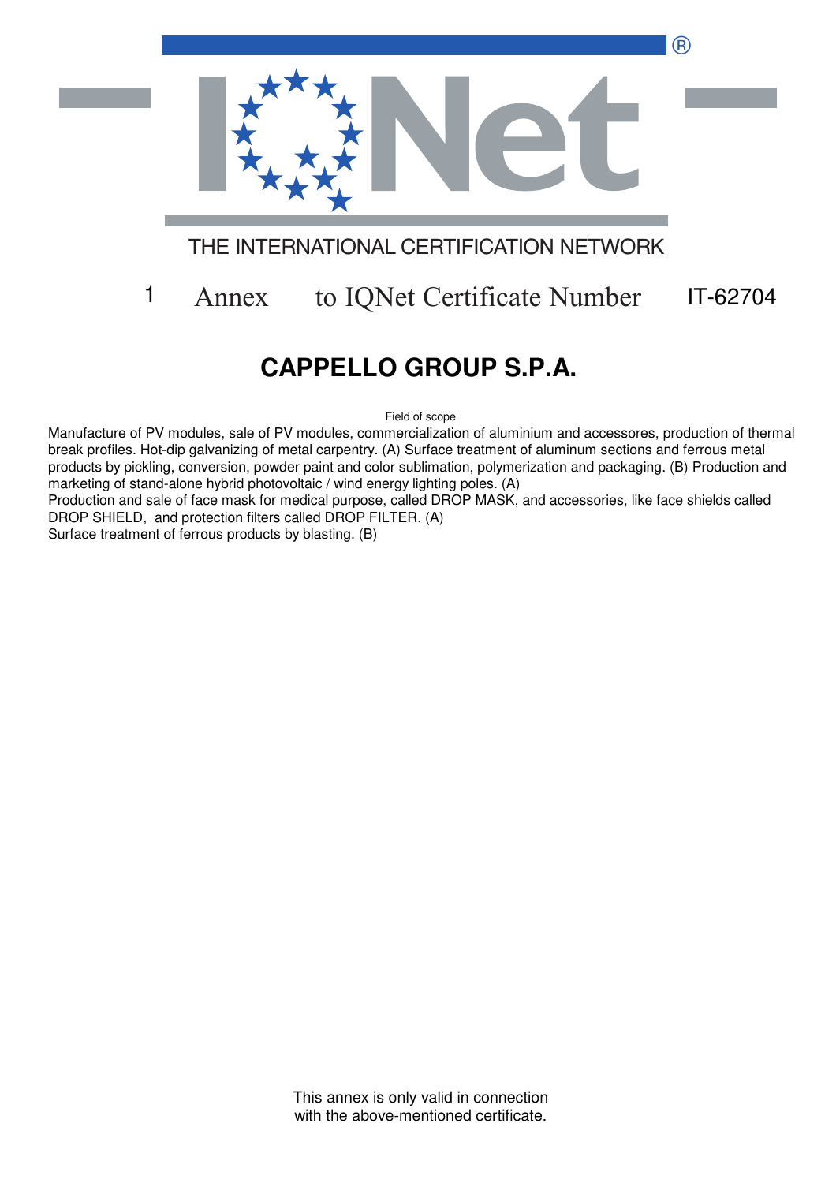THE INTERNATIONAL CERTIFICATION NETWORK

1 Annex to IQNet Certificate Number IT-62704

# CAPPELLO GROUP S.P.A.

Field of scope

Manufacture of PV modules, sale of PV modules, commercialization of aluminium and accessores, production of thermal break profiles. Hot-dip galvanizing of metal carpentry. (A) Surface treatment of aluminum sections and ferrous metal products by pickling, conversion, powder paint and color sublimation, polymerization and packaging. (B) Production and marketing of stand-alone hybrid photovoltaic / wind energy lighting poles. (A)
Production and sale of face mask for medical purpose, called DROP MASK, and accessories, like face shields called DROP SHIELD, and protection filters called DROP FILTER. (A)
Surface treatment of ferrous products by blasting. (B)

This annex is only valid in connection with the above-mentioned certificate.